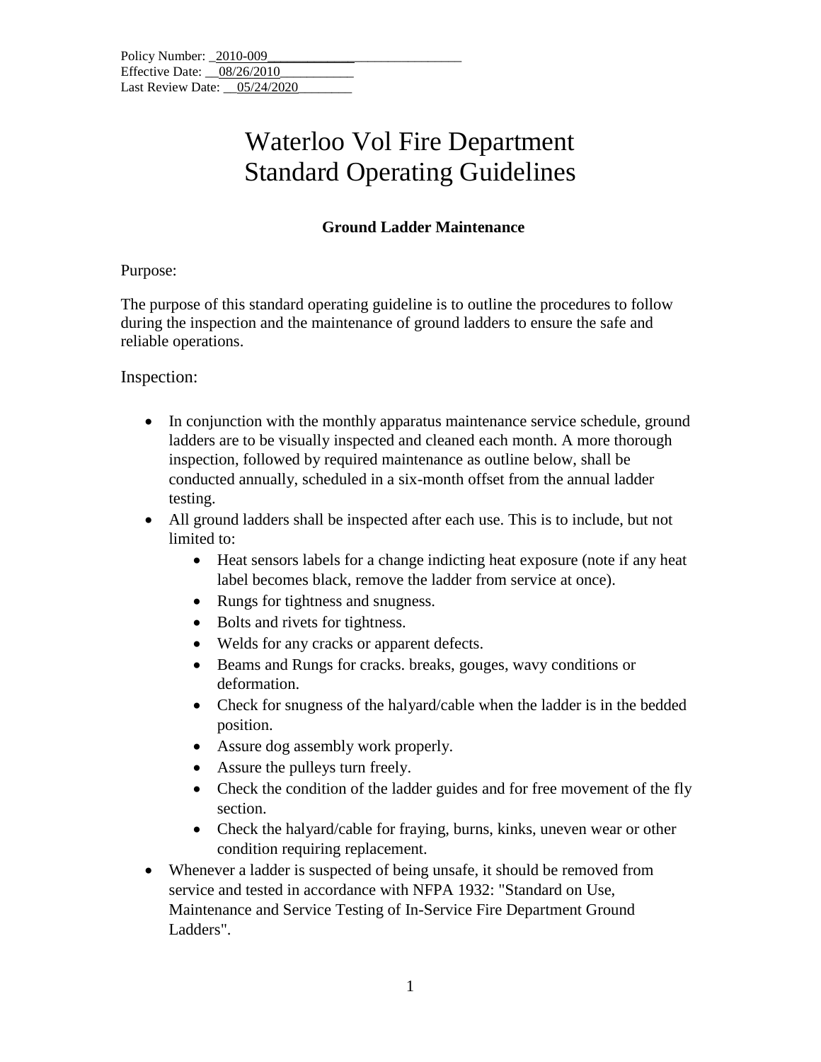Policy Number: 2010-009
Effective Date: 08/26/2010
Last Review Date: 05/24/2020

# Waterloo Vol Fire Department Standard Operating Guidelines

### Ground Ladder Maintenance

Purpose:

The purpose of this standard operating guideline is to outline the procedures to follow during the inspection and the maintenance of ground ladders to ensure the safe and reliable operations.

## Inspection:

- In conjunction with the monthly apparatus maintenance service schedule, ground ladders are to be visually inspected and cleaned each month. A more thorough inspection, followed by required maintenance as outline below, shall be conducted annually, scheduled in a six-month offset from the annual ladder testing.
- All ground ladders shall be inspected after each use. This is to include, but not limited to:
    - Heat sensors labels for a change indicting heat exposure (note if any heat label becomes black, remove the ladder from service at once).
    - Rungs for tightness and snugness.
    - Bolts and rivets for tightness.
    - Welds for any cracks or apparent defects.
    - Beams and Rungs for cracks. breaks, gouges, wavy conditions or deformation.
    - Check for snugness of the halyard/cable when the ladder is in the bedded position.
    - Assure dog assembly work properly.
    - Assure the pulleys turn freely.
    - Check the condition of the ladder guides and for free movement of the fly section.
    - Check the halyard/cable for fraying, burns, kinks, uneven wear or other condition requiring replacement.
- Whenever a ladder is suspected of being unsafe, it should be removed from service and tested in accordance with NFPA 1932: "Standard on Use, Maintenance and Service Testing of In-Service Fire Department Ground Ladders".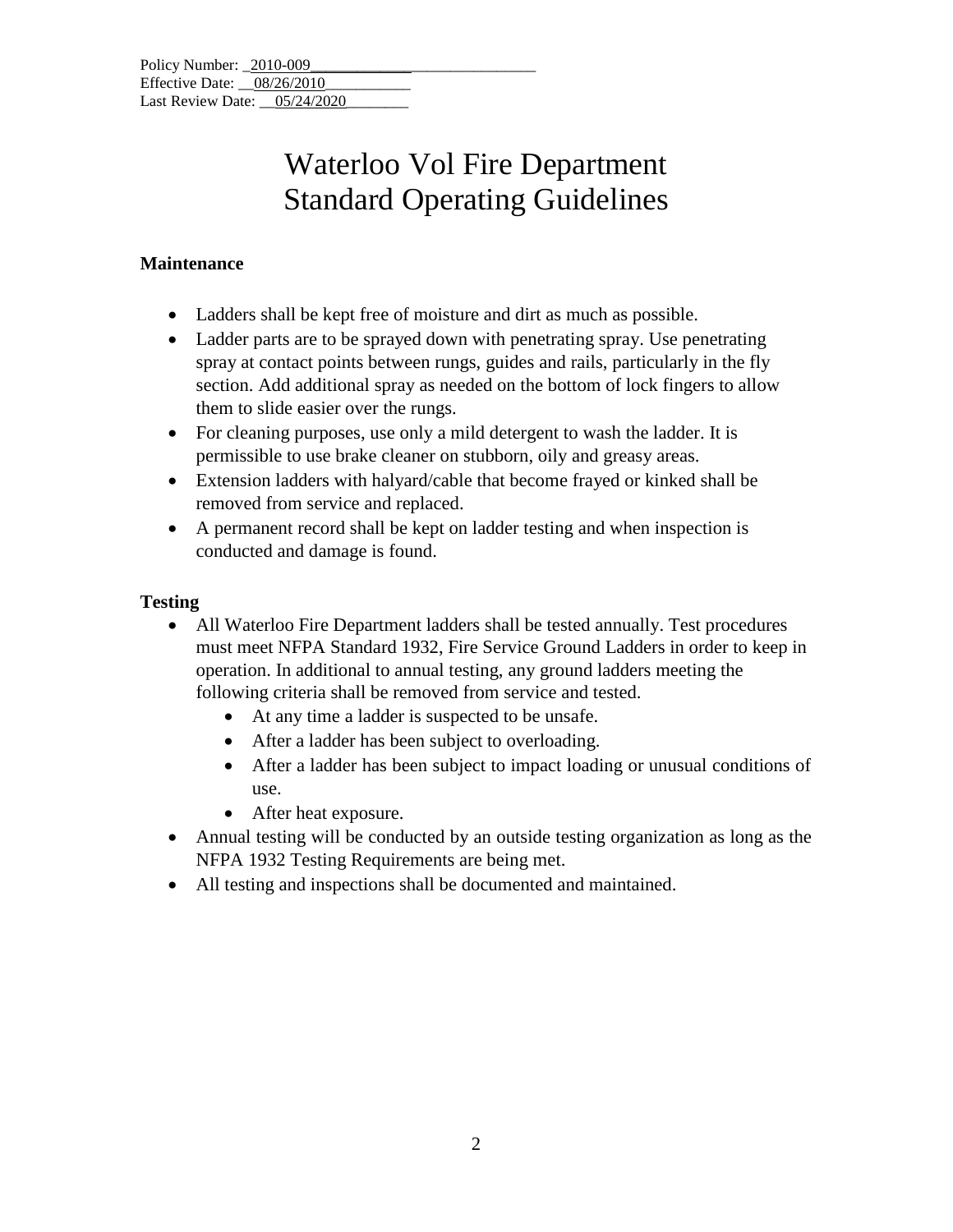Policy Number: 2010-009
Effective Date: 08/26/2010
Last Review Date: 05/24/2020

# Waterloo Vol Fire Department Standard Operating Guidelines

**Maintenance**

- Ladders shall be kept free of moisture and dirt as much as possible.
- Ladder parts are to be sprayed down with penetrating spray. Use penetrating spray at contact points between rungs, guides and rails, particularly in the fly section. Add additional spray as needed on the bottom of lock fingers to allow them to slide easier over the rungs.
- For cleaning purposes, use only a mild detergent to wash the ladder. It is permissible to use brake cleaner on stubborn, oily and greasy areas.
- Extension ladders with halyard/cable that become frayed or kinked shall be removed from service and replaced.
- A permanent record shall be kept on ladder testing and when inspection is conducted and damage is found.

**Testing**

- All Waterloo Fire Department ladders shall be tested annually. Test procedures must meet NFPA Standard 1932, Fire Service Ground Ladders in order to keep in operation. In additional to annual testing, any ground ladders meeting the following criteria shall be removed from service and tested.
  - At any time a ladder is suspected to be unsafe.
  - After a ladder has been subject to overloading.
  - After a ladder has been subject to impact loading or unusual conditions of use.
  - After heat exposure.
- Annual testing will be conducted by an outside testing organization as long as the NFPA 1932 Testing Requirements are being met.
- All testing and inspections shall be documented and maintained.